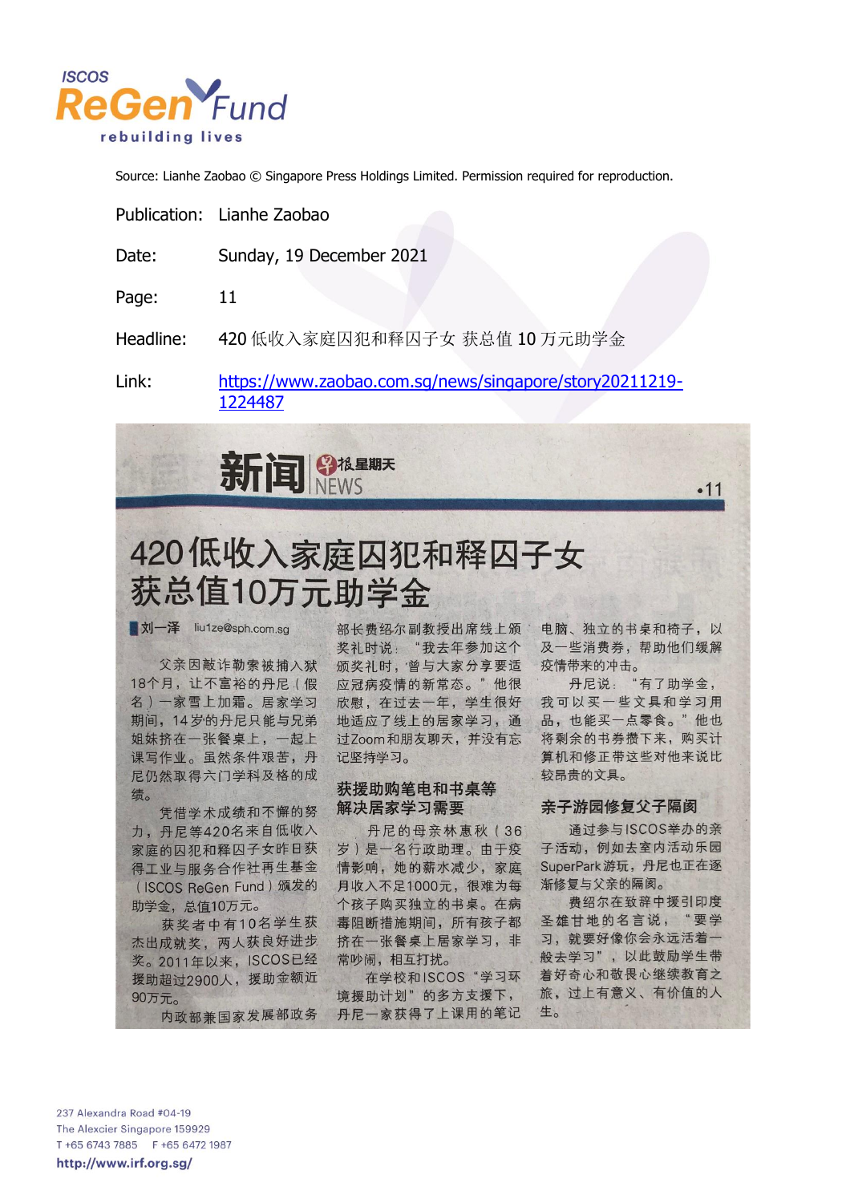ISCOS ReGen Fund
rebuilding lives

Source: Lianhe Zaobao © Singapore Press Holdings Limited. Permission required for reproduction.

Publication: Lianhe Zaobao

Date: Sunday, 19 December 2021

Page: 11

Headline: 420 低收入家庭囚犯和释囚子女 获总值 10 万元助学金

Link: https://www.zaobao.com.sg/news/singapore/story20211219-1224487

新闻 早报星期天 NEWS •11

# 420低收入家庭囚犯和释囚子女获总值10万元助学金

刘一泽 liu1ze@sph.com.sg

父亲因敲诈勒索被捕入狱18个月，让不富裕的丹尼（假名）一家雪上加霜。居家学习期间，14岁的丹尼只能与兄弟姐妹挤在一张餐桌上，一起上课写作业。虽然条件艰苦，丹尼仍然取得六门学科及格的成绩。

凭借学术成绩和不懈的努力，丹尼等420名来自低收入家庭的囚犯和释囚子女昨日获得工业与服务合作社再生基金（ISCOS ReGen Fund）颁发的助学金，总值10万元。

获奖者中有10名学生获杰出成就奖，两人获良好进步奖。2011年以来，ISCOS已经援助超过2900人，援助金额近90万元。

内政部兼国家发展部政务部长费绍尔副教授出席线上颁奖礼时说："我去年参加这个颁奖礼时，曾与大家分享要适应冠病疫情的新常态。"他很欣慰，在过去一年，学生很好地适应了线上的居家学习，通过Zoom和朋友聊天，并没有忘记坚持学习。

## 获援助购笔电和书桌等解决居家学习需要

丹尼的母亲林惠秋（36岁）是一名行政助理。由于疫情影响，她的薪水减少，家庭月收入不足1000元，很难为每个孩子购买独立的书桌。在病毒阻断措施期间，所有孩子都挤在一张餐桌上居家学习，非常吵闹，相互打扰。

在学校和ISCOS"学习环境援助计划"的多方支援下，丹尼一家获得了上课用的笔记电脑、独立的书桌和椅子，以及一些消费券，帮助他们缓解疫情带来的冲击。

丹尼说："有了助学金，我可以买一些文具和学习用品，也能买一点零食。"他也将剩余的书券攒下来，购买计算机和修正带这些对他来说比较昂贵的文具。

## 亲子游园修复父子隔阂

通过参与ISCOS举办的亲子活动，例如去室内活动乐园SuperPark游玩，丹尼也正在逐渐修复与父亲的隔阂。

费绍尔在致辞中援引印度圣雄甘地的名言说，"要学习，就要好像你会永远活着一般去学习"，以此鼓励学生带着好奇心和敬畏心继续教育之旅，过上有意义、有价值的人生。

237 Alexandra Road #04-19
The Alexcier Singapore 159929
T +65 6743 7885 F +65 6472 1987
http://www.irf.org.sg/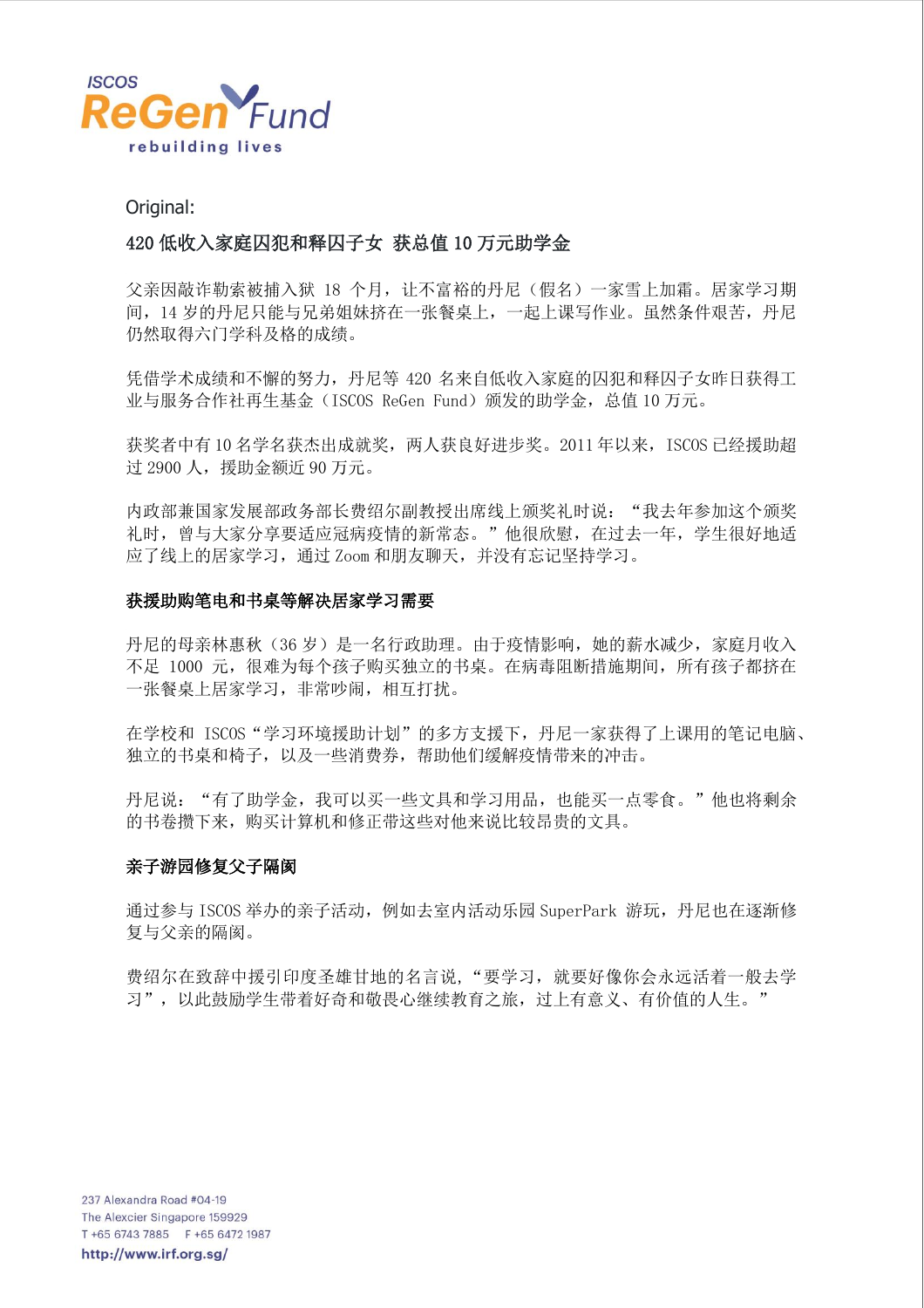Original:

## 420 低收入家庭囚犯和释囚子女 获总值 10 万元助学金

父亲因敲诈勒索被捕入狱 18 个月，让不富裕的丹尼（假名）一家雪上加霜。居家学习期间，14 岁的丹尼只能与兄弟姐妹挤在一张餐桌上，一起上课写作业。虽然条件艰苦，丹尼仍然取得六门学科及格的成绩。

凭借学术成绩和不懈的努力，丹尼等 420 名来自低收入家庭的囚犯和释囚子女昨日获得工业与服务合作社再生基金（ISCOS ReGen Fund）颁发的助学金，总值 10 万元。

获奖者中有 10 名学名获杰出成就奖，两人获良好进步奖。2011 年以来，ISCOS 已经援助超过 2900 人，援助金额近 90 万元。

内政部兼国家发展部政务部长费绍尔副教授出席线上颁奖礼时说：“我去年参加这个颁奖礼时，曾与大家分享要适应冠病疫情的新常态。”他很欣慰，在过去一年，学生很好地适应了线上的居家学习，通过 Zoom 和朋友聊天，并没有忘记坚持学习。

### 获援助购笔电和书桌等解决居家学习需要

丹尼的母亲林惠秋（36 岁）是一名行政助理。由于疫情影响，她的薪水减少，家庭月收入不足 1000 元，很难为每个孩子购买独立的书桌。在病毒阻断措施期间，所有孩子都挤在一张餐桌上居家学习，非常吵闹，相互打扰。

在学校和 ISCOS“学习环境援助计划”的多方支援下，丹尼一家获得了上课用的笔记电脑、独立的书桌和椅子，以及一些消费券，帮助他们缓解疫情带来的冲击。

丹尼说：“有了助学金，我可以买一些文具和学习用品，也能买一点零食。”他也将剩余的书卷攒下来，购买计算机和修正带这些对他来说比较昂贵的文具。

### 亲子游园修复父子隔阂

通过参与 ISCOS 举办的亲子活动，例如去室内活动乐园 SuperPark 游玩，丹尼也在逐渐修复与父亲的隔阂。

费绍尔在致辞中援引印度圣雄甘地的名言说，“要学习，就要好像你会永远活着一般去学习”，以此鼓励学生带着好奇和敬畏心继续教育之旅，过上有意义、有价值的人生。”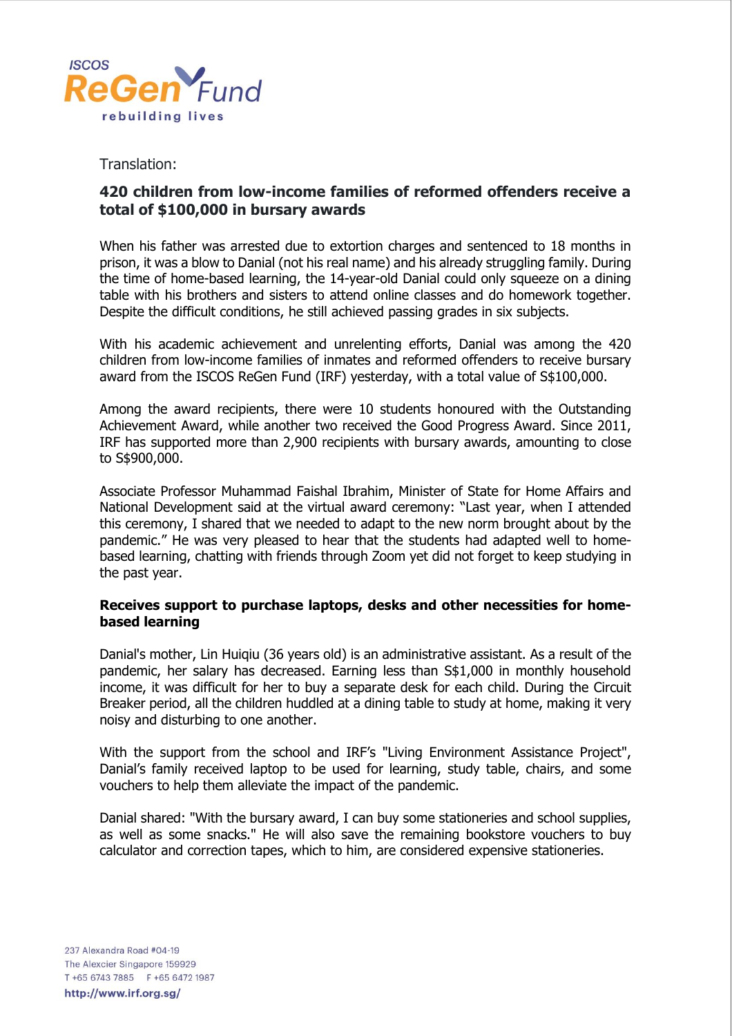Translation:

**420 children from low-income families of reformed offenders receive a total of $100,000 in bursary awards**

When his father was arrested due to extortion charges and sentenced to 18 months in prison, it was a blow to Danial (not his real name) and his already struggling family. During the time of home-based learning, the 14-year-old Danial could only squeeze on a dining table with his brothers and sisters to attend online classes and do homework together. Despite the difficult conditions, he still achieved passing grades in six subjects.

With his academic achievement and unrelenting efforts, Danial was among the 420 children from low-income families of inmates and reformed offenders to receive bursary award from the ISCOS ReGen Fund (IRF) yesterday, with a total value of S$100,000.

Among the award recipients, there were 10 students honoured with the Outstanding Achievement Award, while another two received the Good Progress Award. Since 2011, IRF has supported more than 2,900 recipients with bursary awards, amounting to close to S$900,000.

Associate Professor Muhammad Faishal Ibrahim, Minister of State for Home Affairs and National Development said at the virtual award ceremony: "Last year, when I attended this ceremony, I shared that we needed to adapt to the new norm brought about by the pandemic." He was very pleased to hear that the students had adapted well to home-based learning, chatting with friends through Zoom yet did not forget to keep studying in the past year.

**Receives support to purchase laptops, desks and other necessities for home-based learning**

Danial's mother, Lin Huiqiu (36 years old) is an administrative assistant. As a result of the pandemic, her salary has decreased. Earning less than S$1,000 in monthly household income, it was difficult for her to buy a separate desk for each child. During the Circuit Breaker period, all the children huddled at a dining table to study at home, making it very noisy and disturbing to one another.

With the support from the school and IRF's "Living Environment Assistance Project", Danial's family received laptop to be used for learning, study table, chairs, and some vouchers to help them alleviate the impact of the pandemic.

Danial shared: "With the bursary award, I can buy some stationeries and school supplies, as well as some snacks." He will also save the remaining bookstore vouchers to buy calculator and correction tapes, which to him, are considered expensive stationeries.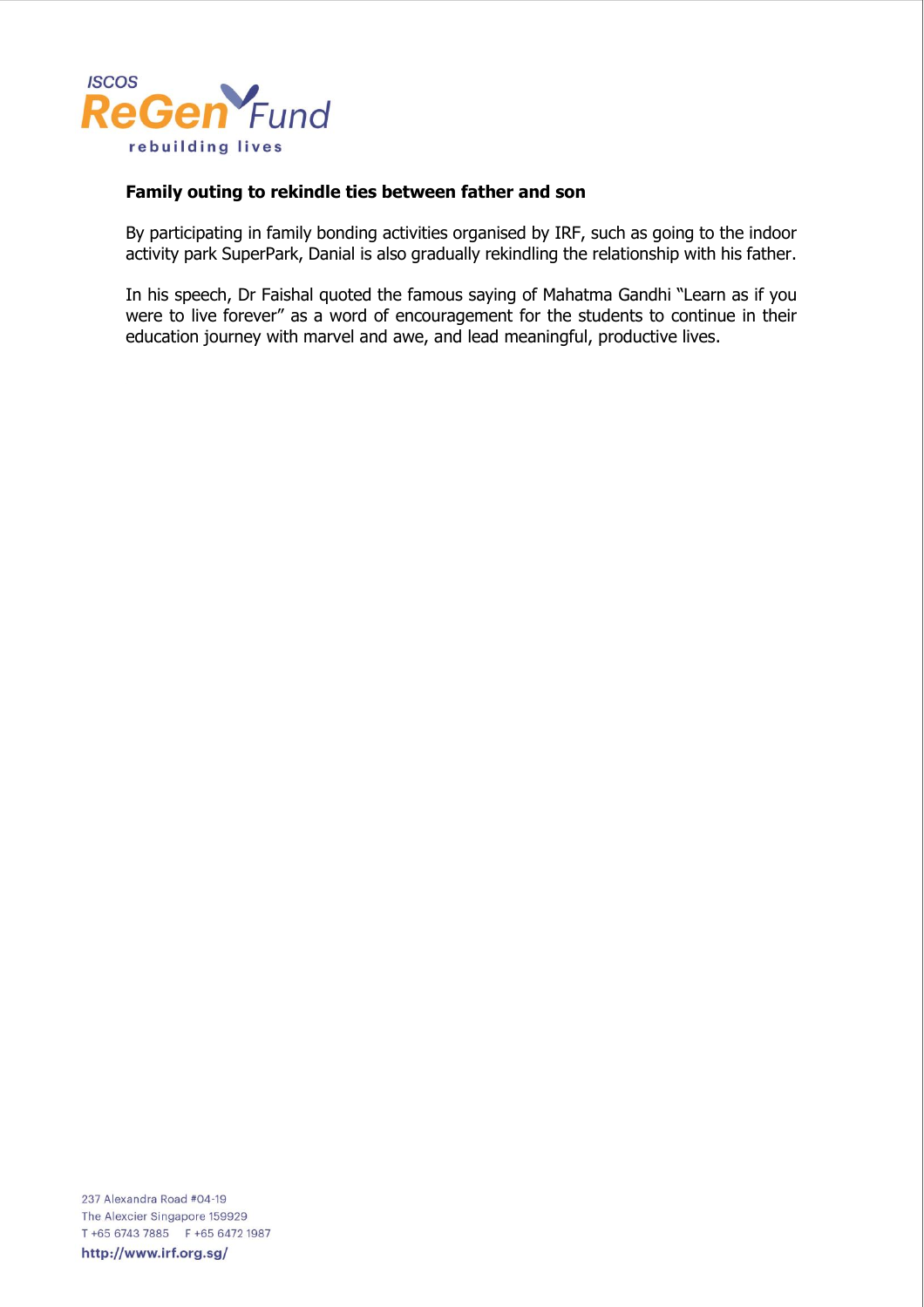**Family outing to rekindle ties between father and son**

By participating in family bonding activities organised by IRF, such as going to the indoor activity park SuperPark, Danial is also gradually rekindling the relationship with his father.

In his speech, Dr Faishal quoted the famous saying of Mahatma Gandhi "Learn as if you were to live forever" as a word of encouragement for the students to continue in their education journey with marvel and awe, and lead meaningful, productive lives.